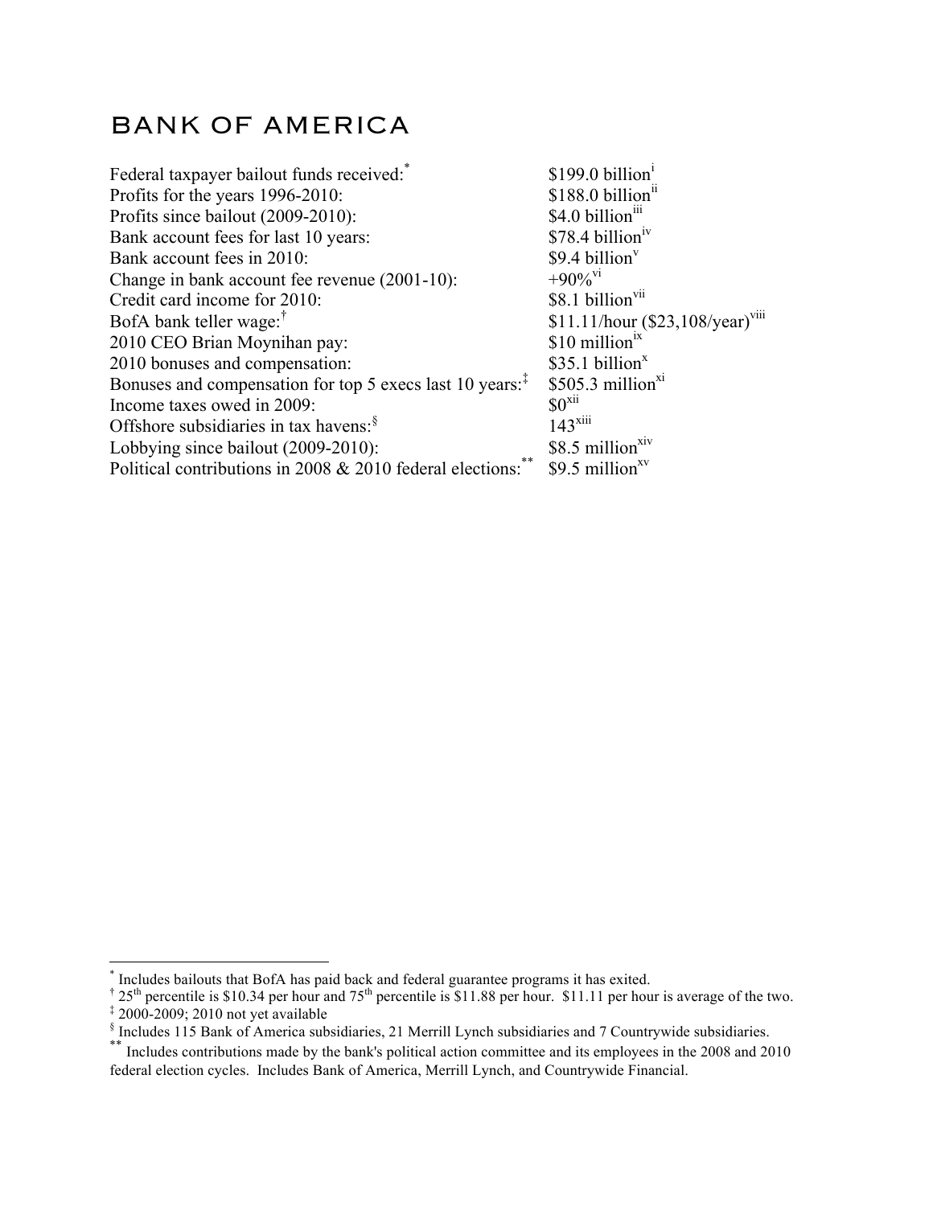# BANK OF AMERICA

| | |
|---|---|
| Federal taxpayer bailout funds received:[*] | $199.0 billion[i] |
| Profits for the years 1996-2010: | $188.0 billion[ii] |
| Profits since bailout (2009-2010): | $4.0 billion[iii] |
| Bank account fees for last 10 years: | $78.4 billion[iv] |
| Bank account fees in 2010: | $9.4 billion[v] |
| Change in bank account fee revenue (2001-10): | +90%[vi] |
| Credit card income for 2010: | $8.1 billion[vii] |
| BofA bank teller wage:[†] | $11.11/hour ($23,108/year)[viii] |
| 2010 CEO Brian Moynihan pay: | $10 million[ix] |
| 2010 bonuses and compensation: | $35.1 billion[x] |
| Bonuses and compensation for top 5 execs last 10 years:[‡] | $505.3 million[xi] |
| Income taxes owed in 2009: | $0[xii] |
| Offshore subsidiaries in tax havens:[§] | 143[xiii] |
| Lobbying since bailout (2009-2010): | $8.5 million[xiv] |
| Political contributions in 2008 & 2010 federal elections:[**] | $9.5 million[xv] |

[*] Includes bailouts that BofA has paid back and federal guarantee programs it has exited.

[†] 25th percentile is $10.34 per hour and 75th percentile is $11.88 per hour. $11.11 per hour is average of the two.

[‡] 2000-2009; 2010 not yet available

[§] Includes 115 Bank of America subsidiaries, 21 Merrill Lynch subsidiaries and 7 Countrywide subsidiaries.

[**] Includes contributions made by the bank's political action committee and its employees in the 2008 and 2010 federal election cycles. Includes Bank of America, Merrill Lynch, and Countrywide Financial.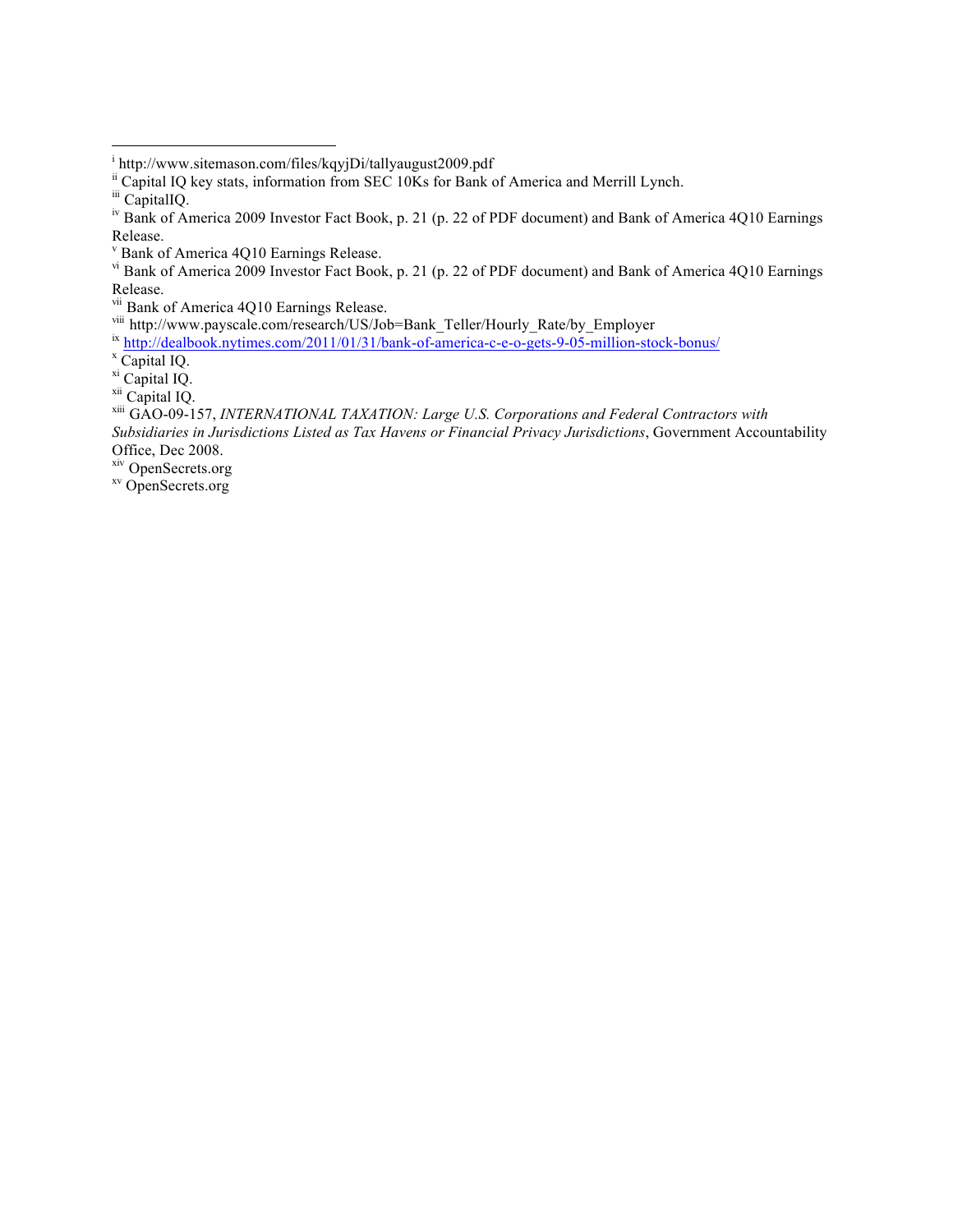---

[i] http://www.sitemason.com/files/kqyjDi/tallyaugust2009.pdf

[ii] Capital IQ key stats, information from SEC 10Ks for Bank of America and Merrill Lynch.

[iii] CapitalIQ.

[iv] Bank of America 2009 Investor Fact Book, p. 21 (p. 22 of PDF document) and Bank of America 4Q10 Earnings Release.

[v] Bank of America 4Q10 Earnings Release.

[vi] Bank of America 2009 Investor Fact Book, p. 21 (p. 22 of PDF document) and Bank of America 4Q10 Earnings Release.

[vii] Bank of America 4Q10 Earnings Release.

[viii] http://www.payscale.com/research/US/Job=Bank_Teller/Hourly_Rate/by_Employer

[ix] http://dealbook.nytimes.com/2011/01/31/bank-of-america-c-e-o-gets-9-05-million-stock-bonus/

[x] Capital IQ.

[xi] Capital IQ.

[xii] Capital IQ.

[xiii] GAO-09-157, *INTERNATIONAL TAXATION: Large U.S. Corporations and Federal Contractors with Subsidiaries in Jurisdictions Listed as Tax Havens or Financial Privacy Jurisdictions*, Government Accountability Office, Dec 2008.

[xiv] OpenSecrets.org

[xv] OpenSecrets.org